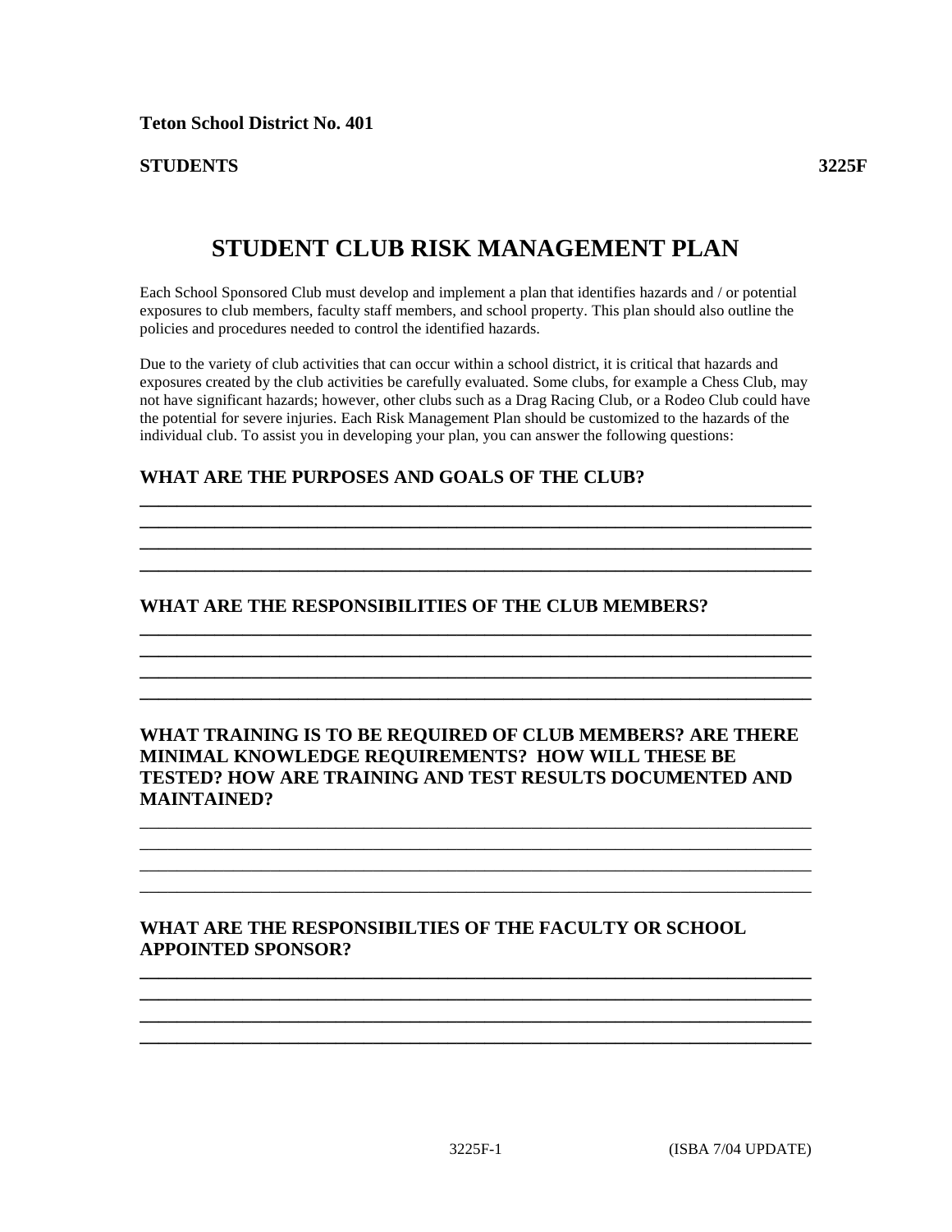**Teton School District No. 401**

**STUDENTS** **3225F**

# STUDENT CLUB RISK MANAGEMENT PLAN

Each School Sponsored Club must develop and implement a plan that identifies hazards and / or potential exposures to club members, faculty staff members, and school property. This plan should also outline the policies and procedures needed to control the identified hazards.

Due to the variety of club activities that can occur within a school district, it is critical that hazards and exposures created by the club activities be carefully evaluated. Some clubs, for example a Chess Club, may not have significant hazards; however, other clubs such as a Drag Racing Club, or a Rodeo Club could have the potential for severe injuries. Each Risk Management Plan should be customized to the hazards of the individual club. To assist you in developing your plan, you can answer the following questions:

## WHAT ARE THE PURPOSES AND GOALS OF THE CLUB?

________________________________________________________________________________
________________________________________________________________________________
________________________________________________________________________________
________________________________________________________________________________

## WHAT ARE THE RESPONSIBILITIES OF THE CLUB MEMBERS?

________________________________________________________________________________
________________________________________________________________________________
________________________________________________________________________________
________________________________________________________________________________

## WHAT TRAINING IS TO BE REQUIRED OF CLUB MEMBERS? ARE THERE MINIMAL KNOWLEDGE REQUIREMENTS? HOW WILL THESE BE TESTED? HOW ARE TRAINING AND TEST RESULTS DOCUMENTED AND MAINTAINED?

________________________________________________________________________________
________________________________________________________________________________
________________________________________________________________________________
________________________________________________________________________________

## WHAT ARE THE RESPONSIBILTIES OF THE FACULTY OR SCHOOL APPOINTED SPONSOR?

________________________________________________________________________________
________________________________________________________________________________
________________________________________________________________________________
________________________________________________________________________________

3225F-1 (ISBA 7/04 UPDATE)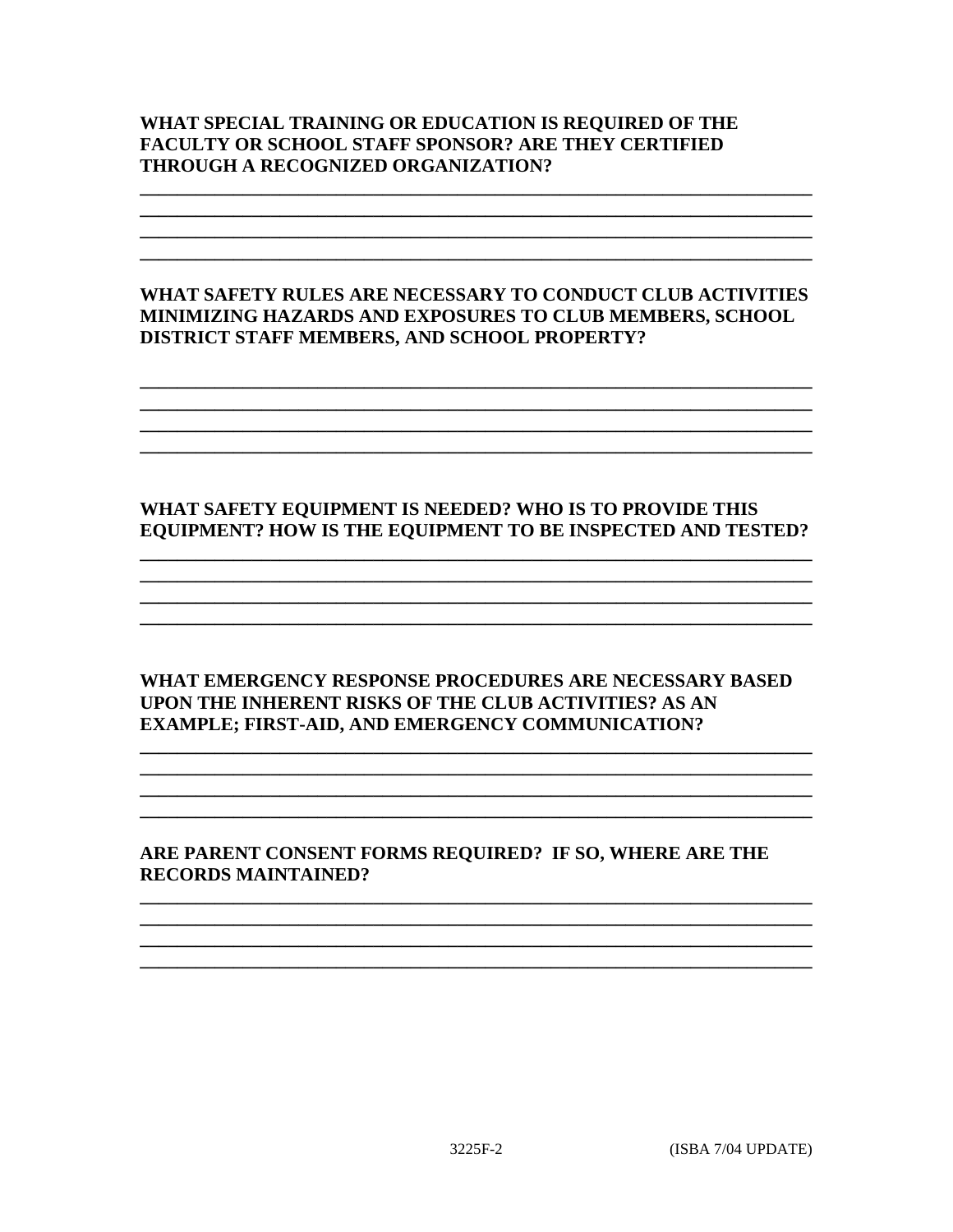**WHAT SPECIAL TRAINING OR EDUCATION IS REQUIRED OF THE FACULTY OR SCHOOL STAFF SPONSOR? ARE THEY CERTIFIED THROUGH A RECOGNIZED ORGANIZATION?**

________________________________________________________________________
________________________________________________________________________
________________________________________________________________________
________________________________________________________________________

**WHAT SAFETY RULES ARE NECESSARY TO CONDUCT CLUB ACTIVITIES MINIMIZING HAZARDS AND EXPOSURES TO CLUB MEMBERS, SCHOOL DISTRICT STAFF MEMBERS, AND SCHOOL PROPERTY?**

________________________________________________________________________
________________________________________________________________________
________________________________________________________________________
________________________________________________________________________

**WHAT SAFETY EQUIPMENT IS NEEDED? WHO IS TO PROVIDE THIS EQUIPMENT? HOW IS THE EQUIPMENT TO BE INSPECTED AND TESTED?**

________________________________________________________________________
________________________________________________________________________
________________________________________________________________________
________________________________________________________________________

**WHAT EMERGENCY RESPONSE PROCEDURES ARE NECESSARY BASED UPON THE INHERENT RISKS OF THE CLUB ACTIVITIES? AS AN EXAMPLE; FIRST-AID, AND EMERGENCY COMMUNICATION?**

________________________________________________________________________
________________________________________________________________________
________________________________________________________________________
________________________________________________________________________

**ARE PARENT CONSENT FORMS REQUIRED? IF SO, WHERE ARE THE RECORDS MAINTAINED?**

________________________________________________________________________
________________________________________________________________________
________________________________________________________________________
________________________________________________________________________

3225F-2 (ISBA 7/04 UPDATE)